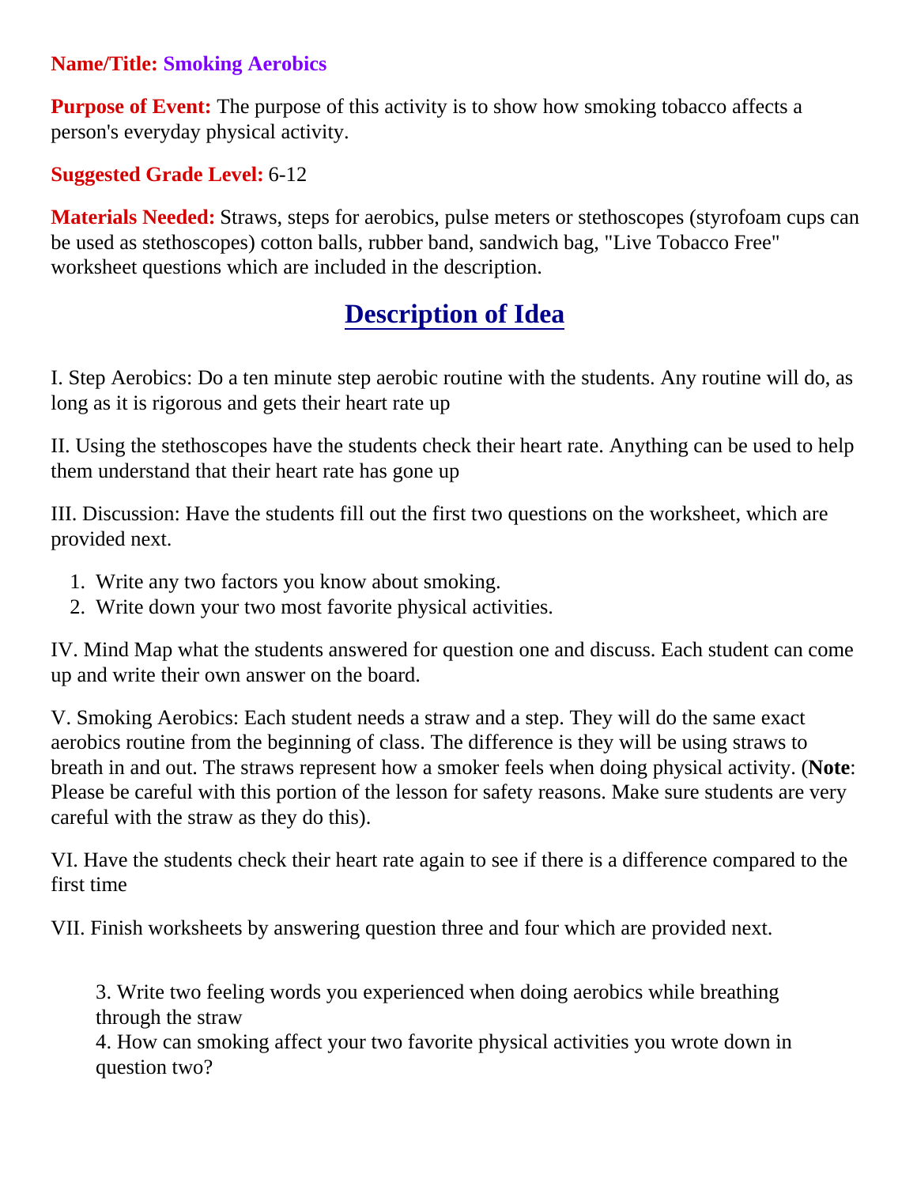**Name/Title:** **Smoking Aerobics**

**Purpose of Event:** The purpose of this activity is to show how smoking tobacco affects a person's everyday physical activity.

**Suggested Grade Level:** 6-12

**Materials Needed:** Straws, steps for aerobics, pulse meters or stethoscopes (styrofoam cups can be used as stethoscopes) cotton balls, rubber band, sandwich bag, "Live Tobacco Free" worksheet questions which are included in the description.

## Description of Idea

I. Step Aerobics: Do a ten minute step aerobic routine with the students. Any routine will do, as long as it is rigorous and gets their heart rate up

II. Using the stethoscopes have the students check their heart rate. Anything can be used to help them understand that their heart rate has gone up

III. Discussion: Have the students fill out the first two questions on the worksheet, which are provided next.

1. Write any two factors you know about smoking.
2. Write down your two most favorite physical activities.

IV. Mind Map what the students answered for question one and discuss. Each student can come up and write their own answer on the board.

V. Smoking Aerobics: Each student needs a straw and a step. They will do the same exact aerobics routine from the beginning of class. The difference is they will be using straws to breath in and out. The straws represent how a smoker feels when doing physical activity. (**Note**: Please be careful with this portion of the lesson for safety reasons. Make sure students are very careful with the straw as they do this).

VI. Have the students check their heart rate again to see if there is a difference compared to the first time

VII. Finish worksheets by answering question three and four which are provided next.

3. Write two feeling words you experienced when doing aerobics while breathing through the straw
4. How can smoking affect your two favorite physical activities you wrote down in question two?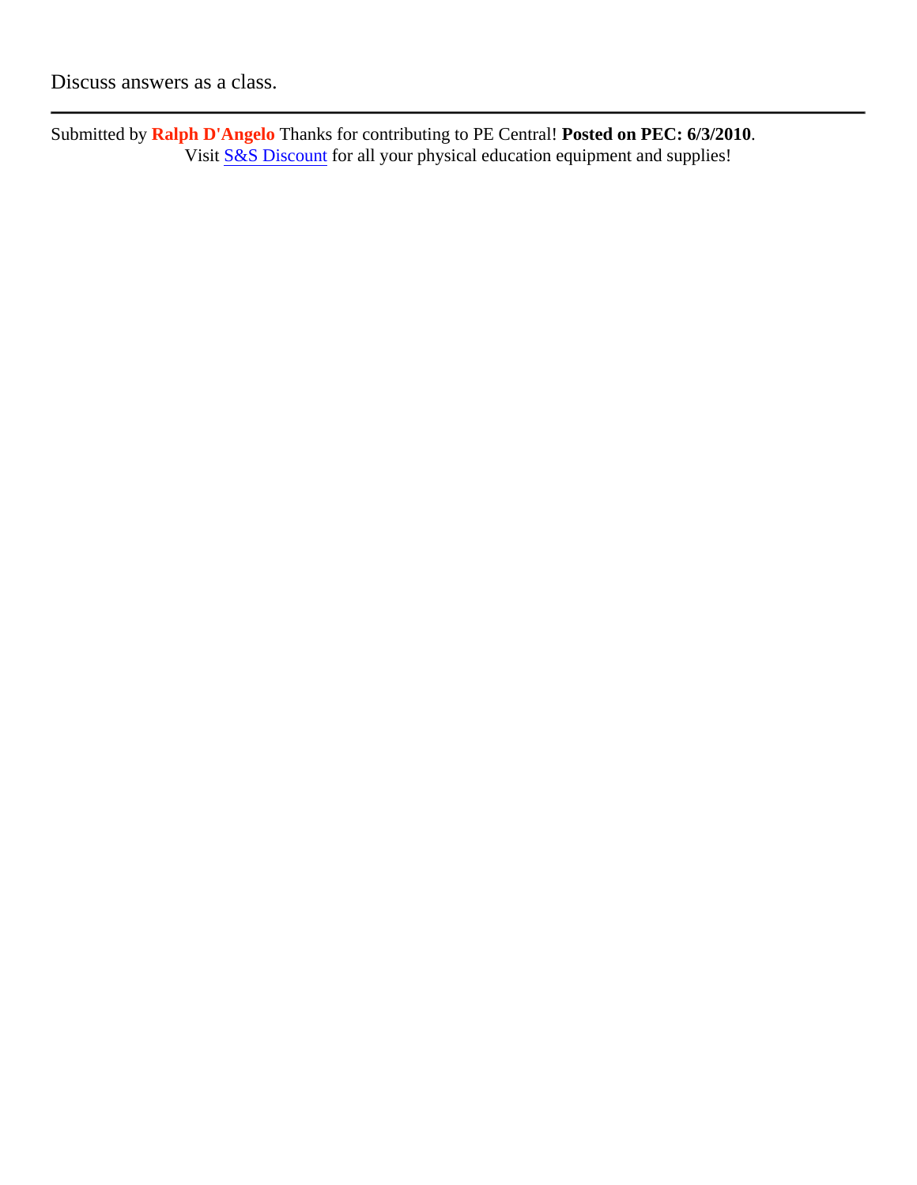Discuss answers as a class.

---

Submitted by **Ralph D'Angelo** Thanks for contributing to PE Central! **Posted on PEC: 6/3/2010**.
Visit S&S Discount for all your physical education equipment and supplies!